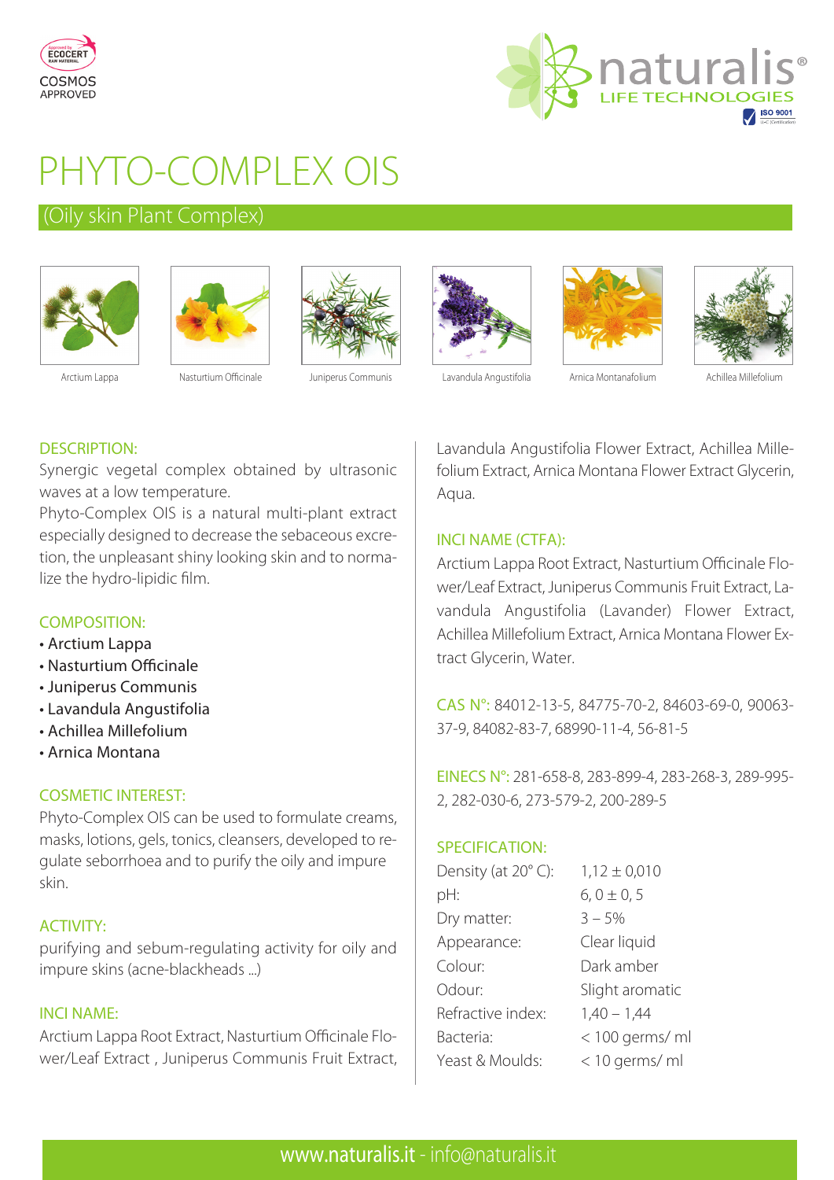COSMOS APPROVED

naturalis® LIFE TECHNOLOGIES

# PHYTO-COMPLEX OIS

## (Oily skin Plant Complex)

Arctium Lappa | Nasturtium Officinale | Juniperus Communis | Lavandula Angustifolia | Arnica Montanafolium | Achillea Millefolium

### DESCRIPTION:

Synergic vegetal complex obtained by ultrasonic waves at a low temperature.

Phyto-Complex OIS is a natural multi-plant extract especially designed to decrease the sebaceous excretion, the unpleasant shiny looking skin and to normalize the hydro-lipidic film.

### COMPOSITION:

- Arctium Lappa
- Nasturtium Officinale
- Juniperus Communis
- Lavandula Angustifolia
- Achillea Millefolium
- Arnica Montana

### COSMETIC INTEREST:

Phyto-Complex OIS can be used to formulate creams, masks, lotions, gels, tonics, cleansers, developed to regulate seborrhoea and to purify the oily and impure skin.

### ACTIVITY:

purifying and sebum-regulating activity for oily and impure skins (acne-blackheads ...)

### INCI NAME:

Arctium Lappa Root Extract, Nasturtium Officinale Flower/Leaf Extract , Juniperus Communis Fruit Extract, Lavandula Angustifolia Flower Extract, Achillea Millefolium Extract, Arnica Montana Flower Extract Glycerin, Aqua.

### INCI NAME (CTFA):

Arctium Lappa Root Extract, Nasturtium Officinale Flower/Leaf Extract, Juniperus Communis Fruit Extract, Lavandula Angustifolia (Lavander) Flower Extract, Achillea Millefolium Extract, Arnica Montana Flower Extract Glycerin, Water.

**CAS N°:** 84012-13-5, 84775-70-2, 84603-69-0, 90063-37-9, 84082-83-7, 68990-11-4, 56-81-5

**EINECS N°:** 281-658-8, 283-899-4, 283-268-3, 289-995-2, 282-030-6, 273-579-2, 200-289-5

### SPECIFICATION:

| | |
|---|---|
| Density (at 20° C): | 1,12 ± 0,010 |
| pH: | 6, 0 ± 0, 5 |
| Dry matter: | 3 – 5% |
| Appearance: | Clear liquid |
| Colour: | Dark amber |
| Odour: | Slight aromatic |
| Refractive index: | 1,40 – 1,44 |
| Bacteria: | < 100 germs/ ml |
| Yeast & Moulds: | < 10 germs/ ml |

www.naturalis.it - info@naturalis.it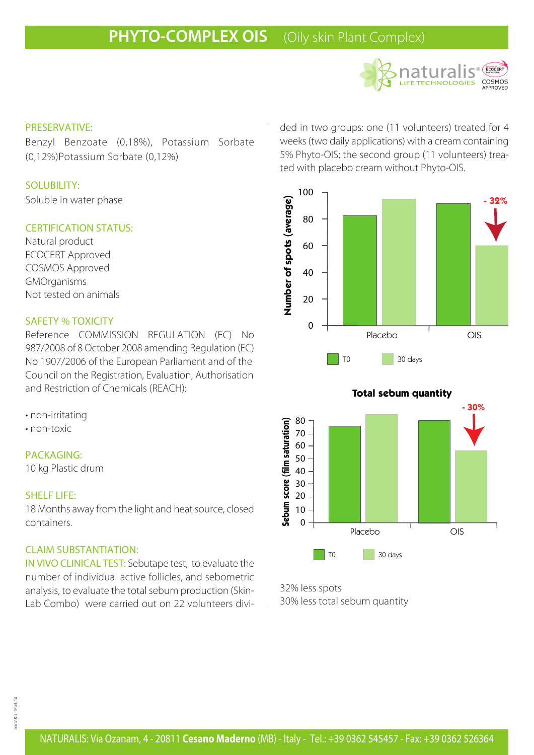# PHYTO-COMPLEX OIS (Oily skin Plant Complex)

naturalis LIFE TECHNOLOGIES

ECOCERT COSMOS APPROVED

### PRESERVATIVE:

Benzyl Benzoate (0,18%), Potassium Sorbate (0,12%)Potassium Sorbate (0,12%)

### SOLUBILITY:

Soluble in water phase

### CERTIFICATION STATUS:

Natural product
ECOCERT Approved
COSMOS Approved
GMOrganisms
Not tested on animals

### SAFETY % TOXICITY

Reference COMMISSION REGULATION (EC) No 987/2008 of 8 October 2008 amending Regulation (EC) No 1907/2006 of the European Parliament and of the Council on the Registration, Evaluation, Authorisation and Restriction of Chemicals (REACH):

- non-irritating
- non-toxic

### PACKAGING:

10 kg Plastic drum

### SHELF LIFE:

18 Months away from the light and heat source, closed containers.

### CLAIM SUBSTANTIATION:

IN VIVO CLINICAL TEST: Sebutape test, to evaluate the number of individual active follicles, and sebometric analysis, to evaluate the total sebum production (Skin-Lab Combo) were carried out on 22 volunteers divided in two groups: one (11 volunteers) treated for 4 weeks (two daily applications) with a cream containing 5% Phyto-OIS; the second group (11 volunteers) treated with placebo cream without Phyto-OIS.

Number of spots (average)
100
80
60
40
20
0
Placebo
OIS
- 32%
T0
30 days

**Total sebum quantity**

Sebum score (film saturation)
80
70
60
50
40
30
20
10
0
Placebo
OIS
- 30%
T0
30 days

32% less spots
30% less total sebum quantity

NATURALIS: Via Ozanam, 4 - 20811 **Cesano Maderno** (MB) - Italy - Tel.: +39 0362 545457 - Fax: +39 0362 526364